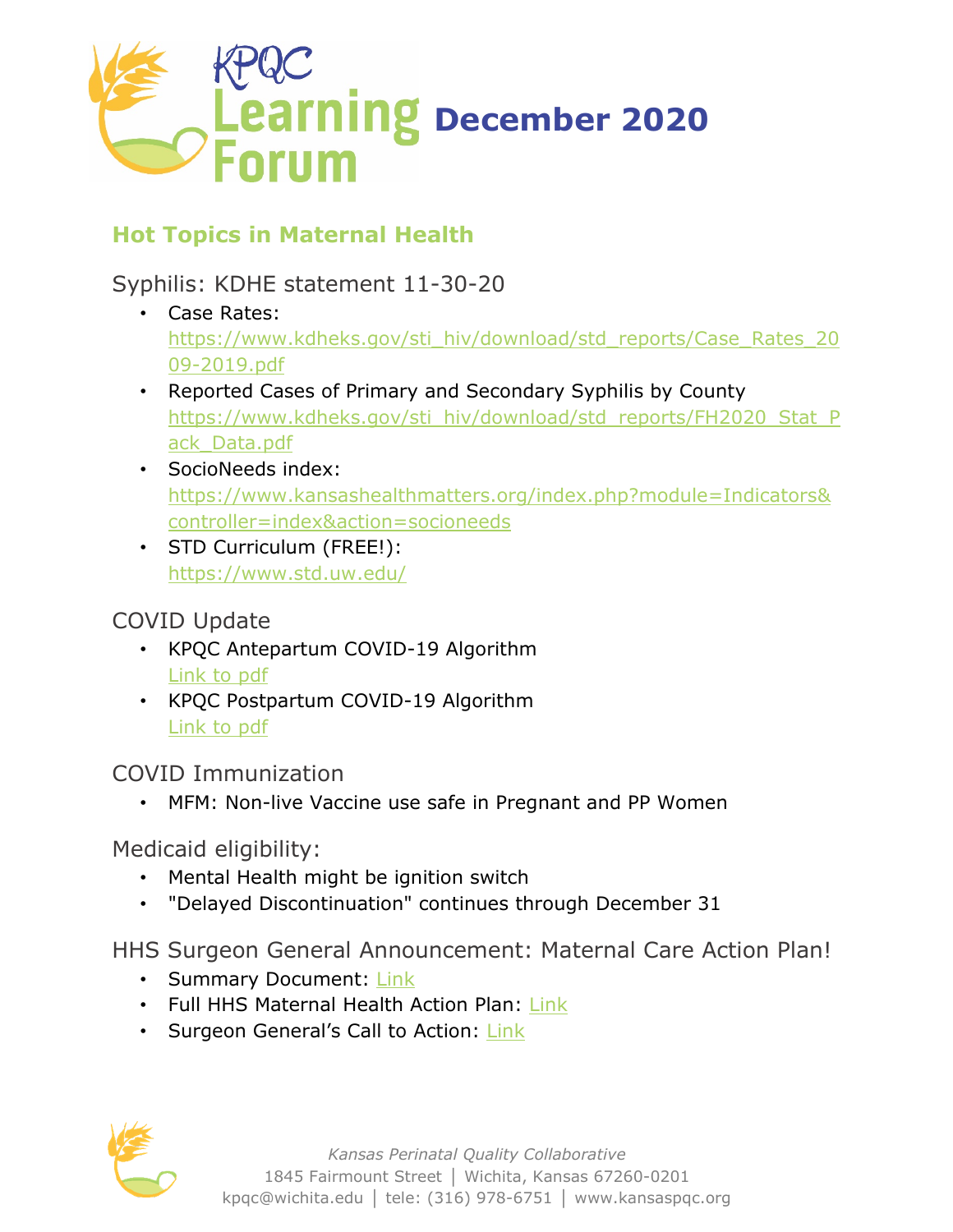# KPQC Learning Forum December 2020

## Hot Topics in Maternal Health

### Syphilis: KDHE statement 11-30-20

- Case Rates: https://www.kdheks.gov/sti_hiv/download/std_reports/Case_Rates_2009-2019.pdf
- Reported Cases of Primary and Secondary Syphilis by County https://www.kdheks.gov/sti_hiv/download/std_reports/FH2020_Stat_Pack_Data.pdf
- SocioNeeds index: https://www.kansashealthmatters.org/index.php?module=Indicators&controller=index&action=socioneeds
- STD Curriculum (FREE!): https://www.std.uw.edu/

### COVID Update

- KPQC Antepartum COVID-19 Algorithm
  Link to pdf
- KPQC Postpartum COVID-19 Algorithm
  Link to pdf

### COVID Immunization

- MFM: Non-live Vaccine use safe in Pregnant and PP Women

### Medicaid eligibility:

- Mental Health might be ignition switch
- "Delayed Discontinuation" continues through December 31

### HHS Surgeon General Announcement: Maternal Care Action Plan!

- Summary Document: Link
- Full HHS Maternal Health Action Plan: Link
- Surgeon General's Call to Action: Link

*Kansas Perinatal Quality Collaborative*
1845 Fairmount Street │ Wichita, Kansas 67260-0201
kpqc@wichita.edu │ tele: (316) 978-6751 │ www.kansaspqc.org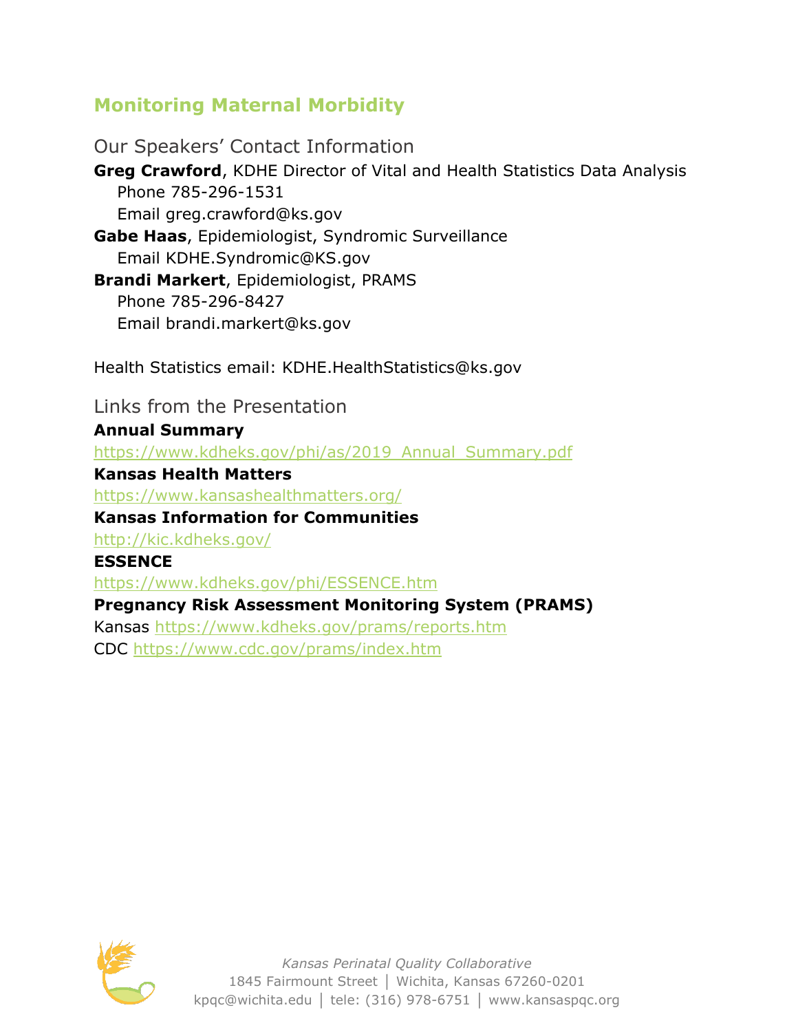## Monitoring Maternal Morbidity

### Our Speakers' Contact Information

**Greg Crawford**, KDHE Director of Vital and Health Statistics Data Analysis
Phone 785-296-1531
Email greg.crawford@ks.gov

**Gabe Haas**, Epidemiologist, Syndromic Surveillance
Email KDHE.Syndromic@KS.gov

**Brandi Markert**, Epidemiologist, PRAMS
Phone 785-296-8427
Email brandi.markert@ks.gov

Health Statistics email: KDHE.HealthStatistics@ks.gov

### Links from the Presentation

**Annual Summary**
https://www.kdheks.gov/phi/as/2019_Annual_Summary.pdf

**Kansas Health Matters**
https://www.kansashealthmatters.org/

**Kansas Information for Communities**
http://kic.kdheks.gov/

**ESSENCE**
https://www.kdheks.gov/phi/ESSENCE.htm

**Pregnancy Risk Assessment Monitoring System (PRAMS)**
Kansas https://www.kdheks.gov/prams/reports.htm
CDC https://www.cdc.gov/prams/index.htm

*Kansas Perinatal Quality Collaborative*
1845 Fairmount Street │ Wichita, Kansas 67260-0201
kpqc@wichita.edu │ tele: (316) 978-6751 │ www.kansaspqc.org